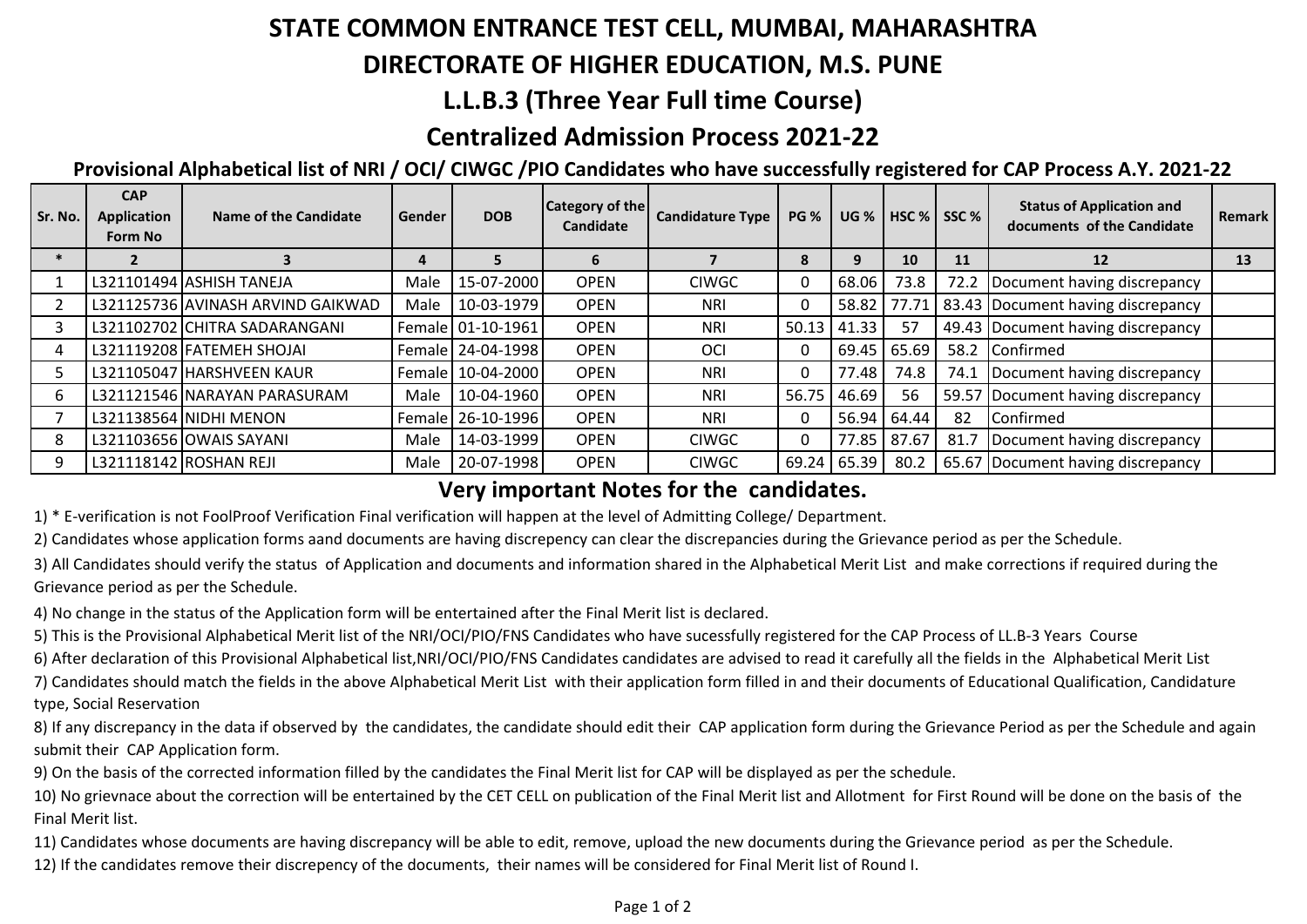# STATE COMMON ENTRANCE TEST CELL, MUMBAI, MAHARASHTRA

## DIRECTORATE OF HIGHER EDUCATION, M.S. PUNE

## L.L.B.3 (Three Year Full time Course)

## Centralized Admission Process 2021-22

### Provisional Alphabetical list of NRI / OCI/ CIWGC /PIO Candidates who have successfully registered for CAP Process A.Y. 2021-22

| Sr. No. | CAP Application Form No | Name of the Candidate | Gender | DOB | Category of the Candidate | Candidature Type | PG % | UG % | HSC % | SSC % | Status of Application and documents of the Candidate | Remark |
|---|---|---|---|---|---|---|---|---|---|---|---|---|
| * | 2 | 3 | 4 | 5 | 6 | 7 | 8 | 9 | 10 | 11 | 12 | 13 |
| 1 | L321101494 | ASHISH TANEJA | Male | 15-07-2000 | OPEN | CIWGC | 0 | 68.06 | 73.8 | 72.2 | Document having discrepancy | |
| 2 | L321125736 | AVINASH ARVIND GAIKWAD | Male | 10-03-1979 | OPEN | NRI | 0 | 58.82 | 77.71 | 83.43 | Document having discrepancy | |
| 3 | L321102702 | CHITRA SADARANGANI | Female | 01-10-1961 | OPEN | NRI | 50.13 | 41.33 | 57 | 49.43 | Document having discrepancy | |
| 4 | L321119208 | FATEMEH SHOJAI | Female | 24-04-1998 | OPEN | OCI | 0 | 69.45 | 65.69 | 58.2 | Confirmed | |
| 5 | L321105047 | HARSHVEEN KAUR | Female | 10-04-2000 | OPEN | NRI | 0 | 77.48 | 74.8 | 74.1 | Document having discrepancy | |
| 6 | L321121546 | NARAYAN PARASURAM | Male | 10-04-1960 | OPEN | NRI | 56.75 | 46.69 | 56 | 59.57 | Document having discrepancy | |
| 7 | L321138564 | NIDHI MENON | Female | 26-10-1996 | OPEN | NRI | 0 | 56.94 | 64.44 | 82 | Confirmed | |
| 8 | L321103656 | OWAIS SAYANI | Male | 14-03-1999 | OPEN | CIWGC | 0 | 77.85 | 87.67 | 81.7 | Document having discrepancy | |
| 9 | L321118142 | ROSHAN REJI | Male | 20-07-1998 | OPEN | CIWGC | 69.24 | 65.39 | 80.2 | 65.67 | Document having discrepancy | |

## Very important Notes for the candidates.

1) * E-verification is not FoolProof Verification Final verification will happen at the level of Admitting College/ Department.

2) Candidates whose application forms aand documents are having discrepency can clear the discrepancies during the Grievance period as per the Schedule.

3) All Candidates should verify the status of Application and documents and information shared in the Alphabetical Merit List and make corrections if required during the Grievance period as per the Schedule.

4) No change in the status of the Application form will be entertained after the Final Merit list is declared.

5) This is the Provisional Alphabetical Merit list of the NRI/OCI/PIO/FNS Candidates who have sucessfully registered for the CAP Process of LL.B-3 Years Course

6) After declaration of this Provisional Alphabetical list,NRI/OCI/PIO/FNS Candidates candidates are advised to read it carefully all the fields in the Alphabetical Merit List

7) Candidates should match the fields in the above Alphabetical Merit List with their application form filled in and their documents of Educational Qualification, Candidature type, Social Reservation

8) If any discrepancy in the data if observed by the candidates, the candidate should edit their CAP application form during the Grievance Period as per the Schedule and again submit their CAP Application form.

9) On the basis of the corrected information filled by the candidates the Final Merit list for CAP will be displayed as per the schedule.

10) No grievnace about the correction will be entertained by the CET CELL on publication of the Final Merit list and Allotment for First Round will be done on the basis of the Final Merit list.

11) Candidates whose documents are having discrepancy will be able to edit, remove, upload the new documents during the Grievance period as per the Schedule.

12) If the candidates remove their discrepency of the documents, their names will be considered for Final Merit list of Round I.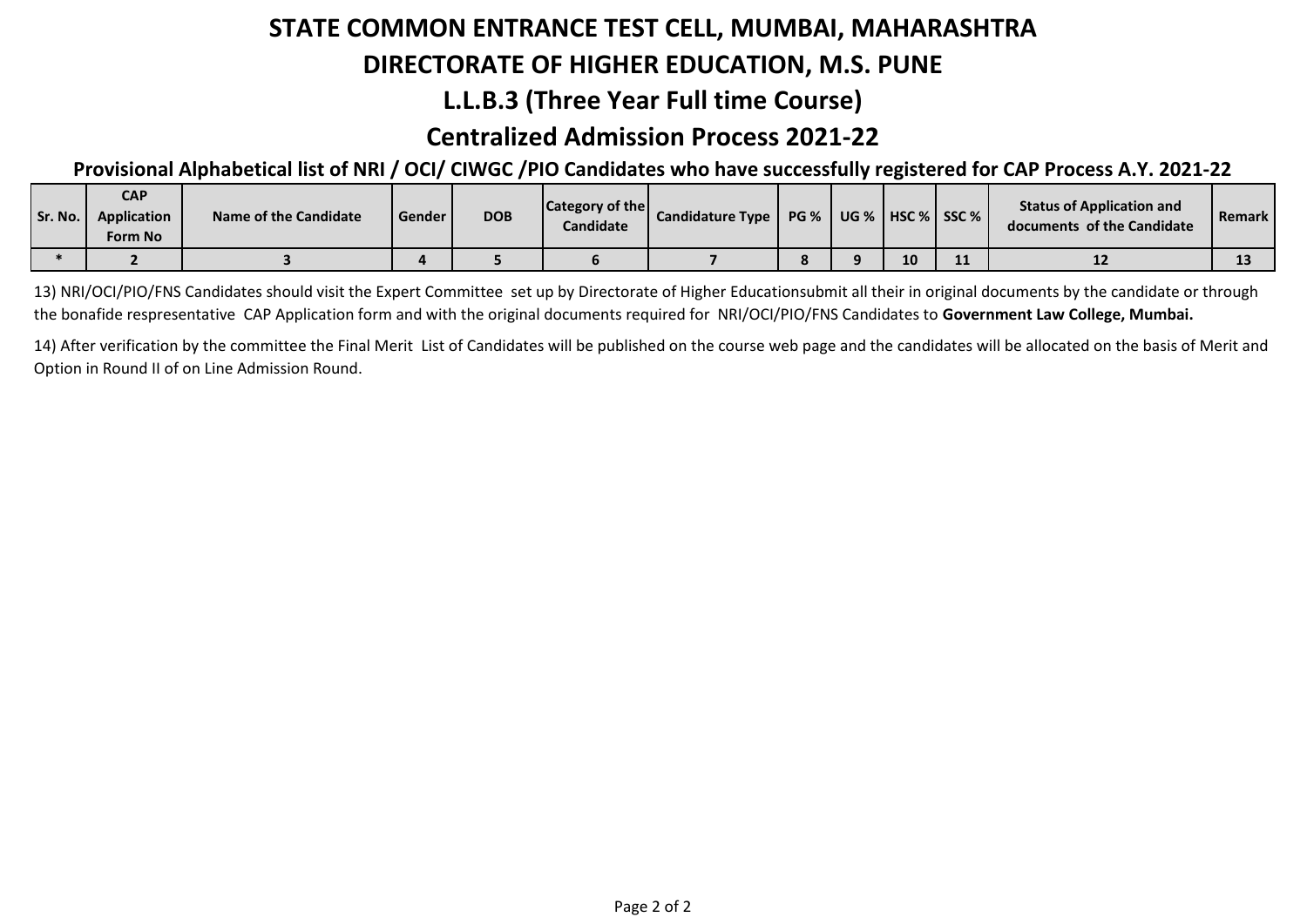# STATE COMMON ENTRANCE TEST CELL, MUMBAI, MAHARASHTRA

# DIRECTORATE OF HIGHER EDUCATION, M.S. PUNE

## L.L.B.3 (Three Year Full time Course)

## Centralized Admission Process 2021-22

### Provisional Alphabetical list of NRI / OCI/ CIWGC /PIO Candidates who have successfully registered for CAP Process A.Y. 2021-22

| Sr. No. | CAP Application Form No | Name of the Candidate | Gender | DOB | Category of the Candidate | Candidature Type | PG % | UG % | HSC % | SSC % | Status of Application and documents of the Candidate | Remark |
|---|---|---|---|---|---|---|---|---|---|---|---|---|
| * | 2 | 3 | 4 | 5 | 6 | 7 | 8 | 9 | 10 | 11 | 12 | 13 |

13) NRI/OCI/PIO/FNS Candidates should visit the Expert Committee set up by Directorate of Higher Educationsubmit all their in original documents by the candidate or through the bonafide respresentative CAP Application form and with the original documents required for NRI/OCI/PIO/FNS Candidates to **Government Law College, Mumbai.**

14) After verification by the committee the Final Merit List of Candidates will be published on the course web page and the candidates will be allocated on the basis of Merit and Option in Round II of on Line Admission Round.